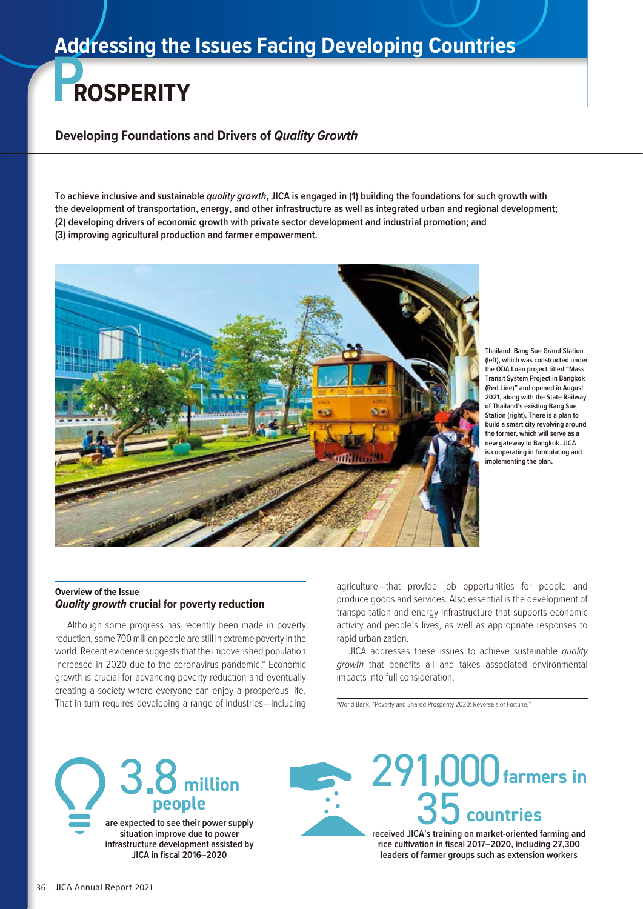# Addressing the Issues Facing Developing Countries

# PROSPERITY

## Developing Foundations and Drivers of *Quality Growth*

**To achieve inclusive and sustainable *quality growth*, JICA is engaged in (1) building the foundations for such growth with the development of transportation, energy, and other infrastructure as well as integrated urban and regional development; (2) developing drivers of economic growth with private sector development and industrial promotion; and (3) improving agricultural production and farmer empowerment.**

Thailand: Bang Sue Grand Station (left), which was constructed under the ODA Loan project titled "Mass Transit System Project in Bangkok (Red Line)" and opened in August 2021, along with the State Railway of Thailand's existing Bang Sue Station (right). There is a plan to build a smart city revolving around the former, which will serve as a new gateway to Bangkok. JICA is cooperating in formulating and implementing the plan.

### Overview of the Issue
### *Quality growth* crucial for poverty reduction

Although some progress has recently been made in poverty reduction, some 700 million people are still in extreme poverty in the world. Recent evidence suggests that the impoverished population increased in 2020 due to the coronavirus pandemic.* Economic growth is crucial for advancing poverty reduction and eventually creating a society where everyone can enjoy a prosperous life. That in turn requires developing a range of industries—including agriculture—that provide job opportunities for people and produce goods and services. Also essential is the development of transportation and energy infrastructure that supports economic activity and people's lives, as well as appropriate responses to rapid urbanization.

JICA addresses these issues to achieve sustainable *quality growth* that benefits all and takes associated environmental impacts into full consideration.

*World Bank, "Poverty and Shared Prosperity 2020: Reversals of Fortune."

**3.8 million people**
are expected to see their power supply situation improve due to power infrastructure development assisted by JICA in fiscal 2016–2020

**291,000 farmers in 35 countries**
received JICA's training on market-oriented farming and rice cultivation in fiscal 2017–2020, including 27,300 leaders of farmer groups such as extension workers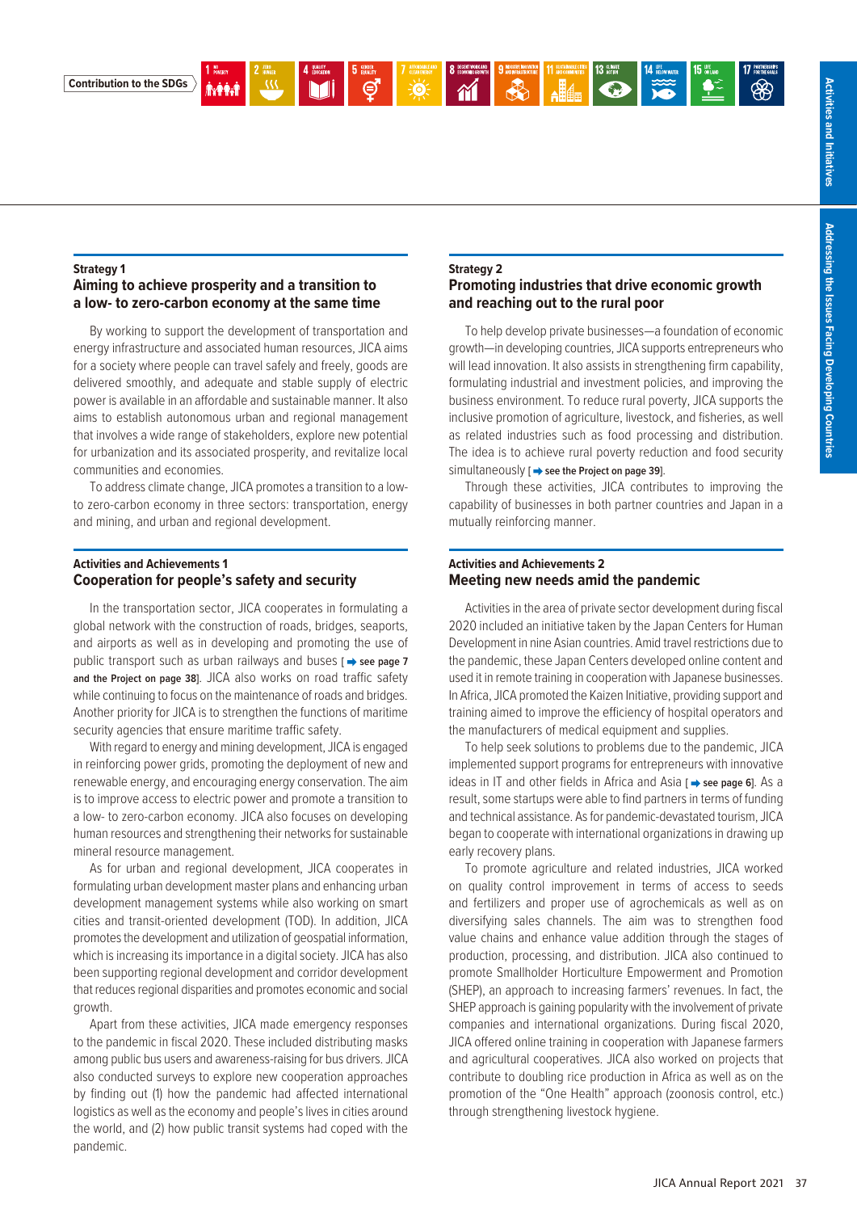Contribution to the SDGs

### Strategy 1

## Aiming to achieve prosperity and a transition to a low- to zero-carbon economy at the same time

By working to support the development of transportation and energy infrastructure and associated human resources, JICA aims for a society where people can travel safely and freely, goods are delivered smoothly, and adequate and stable supply of electric power is available in an affordable and sustainable manner. It also aims to establish autonomous urban and regional management that involves a wide range of stakeholders, explore new potential for urbanization and its associated prosperity, and revitalize local communities and economies.

To address climate change, JICA promotes a transition to a low- to zero-carbon economy in three sectors: transportation, energy and mining, and urban and regional development.

### Activities and Achievements 1

## Cooperation for people's safety and security

In the transportation sector, JICA cooperates in formulating a global network with the construction of roads, bridges, seaports, and airports as well as in developing and promoting the use of public transport such as urban railways and buses [ ➡ **see page 7 and the Project on page 38**]. JICA also works on road traffic safety while continuing to focus on the maintenance of roads and bridges. Another priority for JICA is to strengthen the functions of maritime security agencies that ensure maritime traffic safety.

With regard to energy and mining development, JICA is engaged in reinforcing power grids, promoting the deployment of new and renewable energy, and encouraging energy conservation. The aim is to improve access to electric power and promote a transition to a low- to zero-carbon economy. JICA also focuses on developing human resources and strengthening their networks for sustainable mineral resource management.

As for urban and regional development, JICA cooperates in formulating urban development master plans and enhancing urban development management systems while also working on smart cities and transit-oriented development (TOD). In addition, JICA promotes the development and utilization of geospatial information, which is increasing its importance in a digital society. JICA has also been supporting regional development and corridor development that reduces regional disparities and promotes economic and social growth.

Apart from these activities, JICA made emergency responses to the pandemic in fiscal 2020. These included distributing masks among public bus users and awareness-raising for bus drivers. JICA also conducted surveys to explore new cooperation approaches by finding out (1) how the pandemic had affected international logistics as well as the economy and people's lives in cities around the world, and (2) how public transit systems had coped with the pandemic.

### Strategy 2

## Promoting industries that drive economic growth and reaching out to the rural poor

To help develop private businesses—a foundation of economic growth—in developing countries, JICA supports entrepreneurs who will lead innovation. It also assists in strengthening firm capability, formulating industrial and investment policies, and improving the business environment. To reduce rural poverty, JICA supports the inclusive promotion of agriculture, livestock, and fisheries, as well as related industries such as food processing and distribution. The idea is to achieve rural poverty reduction and food security simultaneously [ ➡ **see the Project on page 39**].

Through these activities, JICA contributes to improving the capability of businesses in both partner countries and Japan in a mutually reinforcing manner.

### Activities and Achievements 2

## Meeting new needs amid the pandemic

Activities in the area of private sector development during fiscal 2020 included an initiative taken by the Japan Centers for Human Development in nine Asian countries. Amid travel restrictions due to the pandemic, these Japan Centers developed online content and used it in remote training in cooperation with Japanese businesses. In Africa, JICA promoted the Kaizen Initiative, providing support and training aimed to improve the efficiency of hospital operators and the manufacturers of medical equipment and supplies.

To help seek solutions to problems due to the pandemic, JICA implemented support programs for entrepreneurs with innovative ideas in IT and other fields in Africa and Asia [ ➡ **see page 6**]. As a result, some startups were able to find partners in terms of funding and technical assistance. As for pandemic-devastated tourism, JICA began to cooperate with international organizations in drawing up early recovery plans.

To promote agriculture and related industries, JICA worked on quality control improvement in terms of access to seeds and fertilizers and proper use of agrochemicals as well as on diversifying sales channels. The aim was to strengthen food value chains and enhance value addition through the stages of production, processing, and distribution. JICA also continued to promote Smallholder Horticulture Empowerment and Promotion (SHEP), an approach to increasing farmers' revenues. In fact, the SHEP approach is gaining popularity with the involvement of private companies and international organizations. During fiscal 2020, JICA offered online training in cooperation with Japanese farmers and agricultural cooperatives. JICA also worked on projects that contribute to doubling rice production in Africa as well as on the promotion of the "One Health" approach (zoonosis control, etc.) through strengthening livestock hygiene.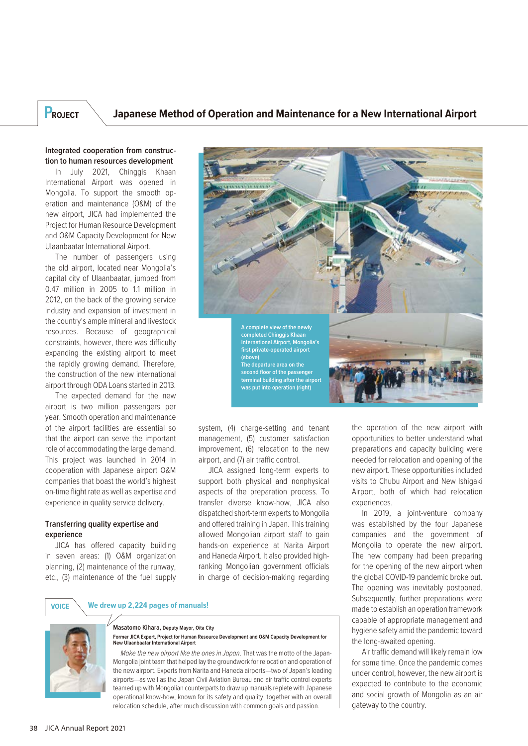# PROJECT Japanese Method of Operation and Maintenance for a New International Airport

### Integrated cooperation from construction to human resources development

In July 2021, Chinggis Khaan International Airport was opened in Mongolia. To support the smooth operation and maintenance (O&M) of the new airport, JICA had implemented the Project for Human Resource Development and O&M Capacity Development for New Ulaanbaatar International Airport.

The number of passengers using the old airport, located near Mongolia's capital city of Ulaanbaatar, jumped from 0.47 million in 2005 to 1.1 million in 2012, on the back of the growing service industry and expansion of investment in the country's ample mineral and livestock resources. Because of geographical constraints, however, there was difficulty expanding the existing airport to meet the rapidly growing demand. Therefore, the construction of the new international airport through ODA Loans started in 2013.

The expected demand for the new airport is two million passengers per year. Smooth operation and maintenance of the airport facilities are essential so that the airport can serve the important role of accommodating the large demand. This project was launched in 2014 in cooperation with Japanese airport O&M companies that boast the world's highest on-time flight rate as well as expertise and experience in quality service delivery.

A complete view of the newly completed Chinggis Khaan International Airport, Mongolia's first private-operated airport (above)
The departure area on the second floor of the passenger terminal building after the airport was put into operation (right)

### Transferring quality expertise and experience

JICA has offered capacity building in seven areas: (1) O&M organization planning, (2) maintenance of the runway, etc., (3) maintenance of the fuel supply system, (4) charge-setting and tenant management, (5) customer satisfaction improvement, (6) relocation to the new airport, and (7) air traffic control.

JICA assigned long-term experts to support both physical and nonphysical aspects of the preparation process. To transfer diverse know-how, JICA also dispatched short-term experts to Mongolia and offered training in Japan. This training allowed Mongolian airport staff to gain hands-on experience at Narita Airport and Haneda Airport. It also provided high-ranking Mongolian government officials in charge of decision-making regarding the operation of the new airport with opportunities to better understand what preparations and capacity building were needed for relocation and opening of the new airport. These opportunities included visits to Chubu Airport and New Ishigaki Airport, both of which had relocation experiences.

In 2019, a joint-venture company was established by the four Japanese companies and the government of Mongolia to operate the new airport. The new company had been preparing for the opening of the new airport when the global COVID-19 pandemic broke out. The opening was inevitably postponed. Subsequently, further preparations were made to establish an operation framework capable of appropriate management and hygiene safety amid the pandemic toward the long-awaited opening.

Air traffic demand will likely remain low for some time. Once the pandemic comes under control, however, the new airport is expected to contribute to the economic and social growth of Mongolia as an air gateway to the country.

**VOICE** **We drew up 2,224 pages of manuals!**

**Masatomo Kihara,** Deputy Mayor, Oita City
**Former JICA Expert, Project for Human Resource Development and O&M Capacity Development for New Ulaanbaatar International Airport**

*Make the new airport like the ones in Japan*. That was the motto of the Japan-Mongolia joint team that helped lay the groundwork for relocation and operation of the new airport. Experts from Narita and Haneda airports—two of Japan's leading airports—as well as the Japan Civil Aviation Bureau and air traffic control experts teamed up with Mongolian counterparts to draw up manuals replete with Japanese operational know-how, known for its safety and quality, together with an overall relocation schedule, after much discussion with common goals and passion.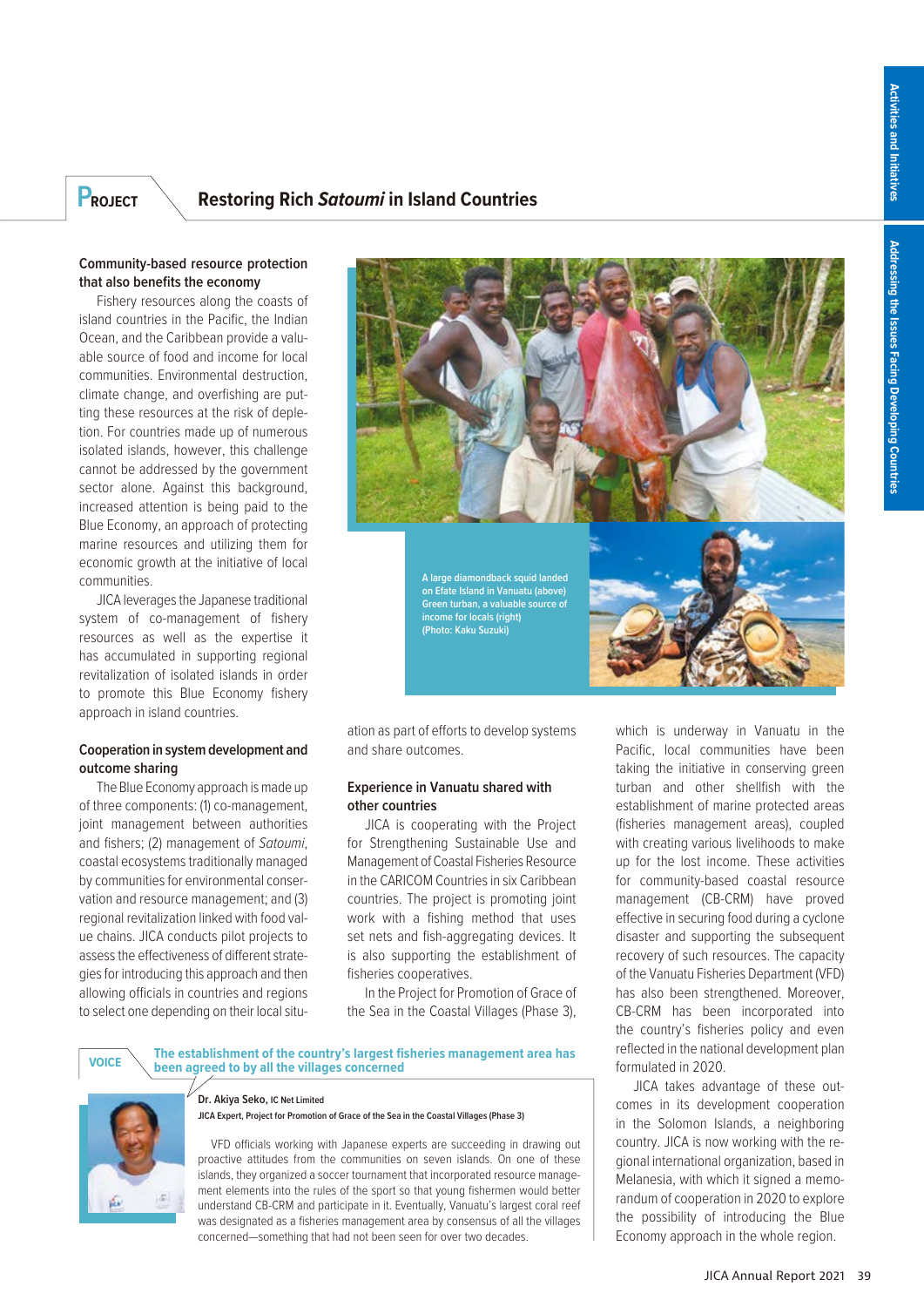**PROJECT**

# Restoring Rich *Satoumi* in Island Countries

### Community-based resource protection that also benefits the economy

Fishery resources along the coasts of island countries in the Pacific, the Indian Ocean, and the Caribbean provide a valuable source of food and income for local communities. Environmental destruction, climate change, and overfishing are putting these resources at the risk of depletion. For countries made up of numerous isolated islands, however, this challenge cannot be addressed by the government sector alone. Against this background, increased attention is being paid to the Blue Economy, an approach of protecting marine resources and utilizing them for economic growth at the initiative of local communities.

JICA leverages the Japanese traditional system of co-management of fishery resources as well as the expertise it has accumulated in supporting regional revitalization of isolated islands in order to promote this Blue Economy fishery approach in island countries.

### Cooperation in system development and outcome sharing

The Blue Economy approach is made up of three components: (1) co-management, joint management between authorities and fishers; (2) management of *Satoumi*, coastal ecosystems traditionally managed by communities for environmental conservation and resource management; and (3) regional revitalization linked with food value chains. JICA conducts pilot projects to assess the effectiveness of different strategies for introducing this approach and then allowing officials in countries and regions to select one depending on their local situation as part of efforts to develop systems and share outcomes.

A large diamondback squid landed on Efate Island in Vanuatu (above)
Green turban, a valuable source of income for locals (right)
(Photo: Kaku Suzuki)

### Experience in Vanuatu shared with other countries

JICA is cooperating with the Project for Strengthening Sustainable Use and Management of Coastal Fisheries Resource in the CARICOM Countries in six Caribbean countries. The project is promoting joint work with a fishing method that uses set nets and fish-aggregating devices. It is also supporting the establishment of fisheries cooperatives.

In the Project for Promotion of Grace of the Sea in the Coastal Villages (Phase 3), which is underway in Vanuatu in the Pacific, local communities have been taking the initiative in conserving green turban and other shellfish with the establishment of marine protected areas (fisheries management areas), coupled with creating various livelihoods to make up for the lost income. These activities for community-based coastal resource management (CB-CRM) have proved effective in securing food during a cyclone disaster and supporting the subsequent recovery of such resources. The capacity of the Vanuatu Fisheries Department (VFD) has also been strengthened. Moreover, CB-CRM has been incorporated into the country's fisheries policy and even reflected in the national development plan formulated in 2020.

JICA takes advantage of these outcomes in its development cooperation in the Solomon Islands, a neighboring country. JICA is now working with the regional international organization, based in Melanesia, with which it signed a memorandum of cooperation in 2020 to explore the possibility of introducing the Blue Economy approach in the whole region.

**VOICE**

**The establishment of the country's largest fisheries management area has been agreed to by all the villages concerned**

**Dr. Akiya Seko,** IC Net Limited
JICA Expert, Project for Promotion of Grace of the Sea in the Coastal Villages (Phase 3)

VFD officials working with Japanese experts are succeeding in drawing out proactive attitudes from the communities on seven islands. On one of these islands, they organized a soccer tournament that incorporated resource management elements into the rules of the sport so that young fishermen would better understand CB-CRM and participate in it. Eventually, Vanuatu's largest coral reef was designated as a fisheries management area by consensus of all the villages concerned—something that had not been seen for over two decades.